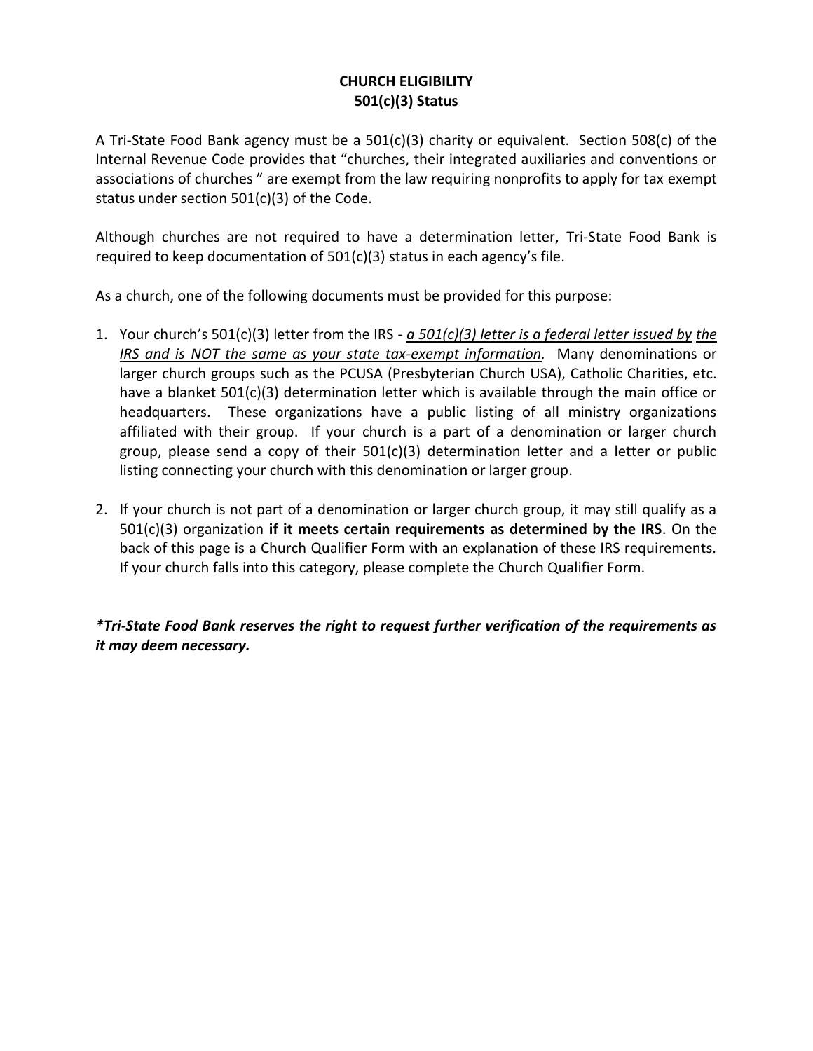# CHURCH ELIGIBILITY
## 501(c)(3) Status

A Tri-State Food Bank agency must be a 501(c)(3) charity or equivalent. Section 508(c) of the Internal Revenue Code provides that "churches, their integrated auxiliaries and conventions or associations of churches " are exempt from the law requiring nonprofits to apply for tax exempt status under section 501(c)(3) of the Code.

Although churches are not required to have a determination letter, Tri-State Food Bank is required to keep documentation of 501(c)(3) status in each agency's file.

As a church, one of the following documents must be provided for this purpose:

1. Your church's 501(c)(3) letter from the IRS - *a 501(c)(3) letter is a federal letter issued by the IRS and is NOT the same as your state tax-exempt information.* Many denominations or larger church groups such as the PCUSA (Presbyterian Church USA), Catholic Charities, etc. have a blanket 501(c)(3) determination letter which is available through the main office or headquarters. These organizations have a public listing of all ministry organizations affiliated with their group. If your church is a part of a denomination or larger church group, please send a copy of their 501(c)(3) determination letter and a letter or public listing connecting your church with this denomination or larger group.

2. If your church is not part of a denomination or larger church group, it may still qualify as a 501(c)(3) organization **if it meets certain requirements as determined by the IRS**. On the back of this page is a Church Qualifier Form with an explanation of these IRS requirements. If your church falls into this category, please complete the Church Qualifier Form.

***Tri-State Food Bank reserves the right to request further verification of the requirements as it may deem necessary.***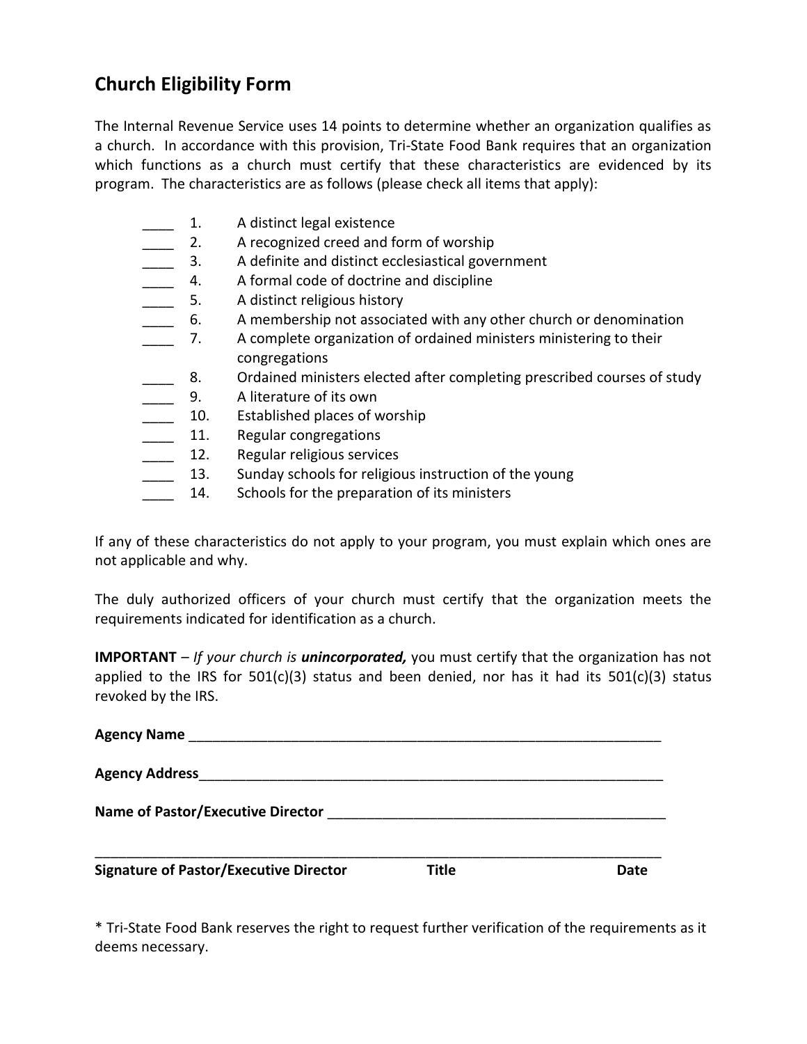## Church Eligibility Form

The Internal Revenue Service uses 14 points to determine whether an organization qualifies as a church. In accordance with this provision, Tri-State Food Bank requires that an organization which functions as a church must certify that these characteristics are evidenced by its program. The characteristics are as follows (please check all items that apply):

____ 1. A distinct legal existence
____ 2. A recognized creed and form of worship
____ 3. A definite and distinct ecclesiastical government
____ 4. A formal code of doctrine and discipline
____ 5. A distinct religious history
____ 6. A membership not associated with any other church or denomination
____ 7. A complete organization of ordained ministers ministering to their congregations
____ 8. Ordained ministers elected after completing prescribed courses of study
____ 9. A literature of its own
____ 10. Established places of worship
____ 11. Regular congregations
____ 12. Regular religious services
____ 13. Sunday schools for religious instruction of the young
____ 14. Schools for the preparation of its ministers

If any of these characteristics do not apply to your program, you must explain which ones are not applicable and why.

The duly authorized officers of your church must certify that the organization meets the requirements indicated for identification as a church.

**IMPORTANT** – *If your church is* ***unincorporated,*** you must certify that the organization has not applied to the IRS for 501(c)(3) status and been denied, nor has it had its 501(c)(3) status revoked by the IRS.

**Agency Name** ______________________________________________________________

**Agency Address**_____________________________________________________________

**Name of Pastor/Executive Director** ________________________________________

______________________________________________________________________________

**Signature of Pastor/Executive Director** **Title** **Date**

\* Tri-State Food Bank reserves the right to request further verification of the requirements as it deems necessary.